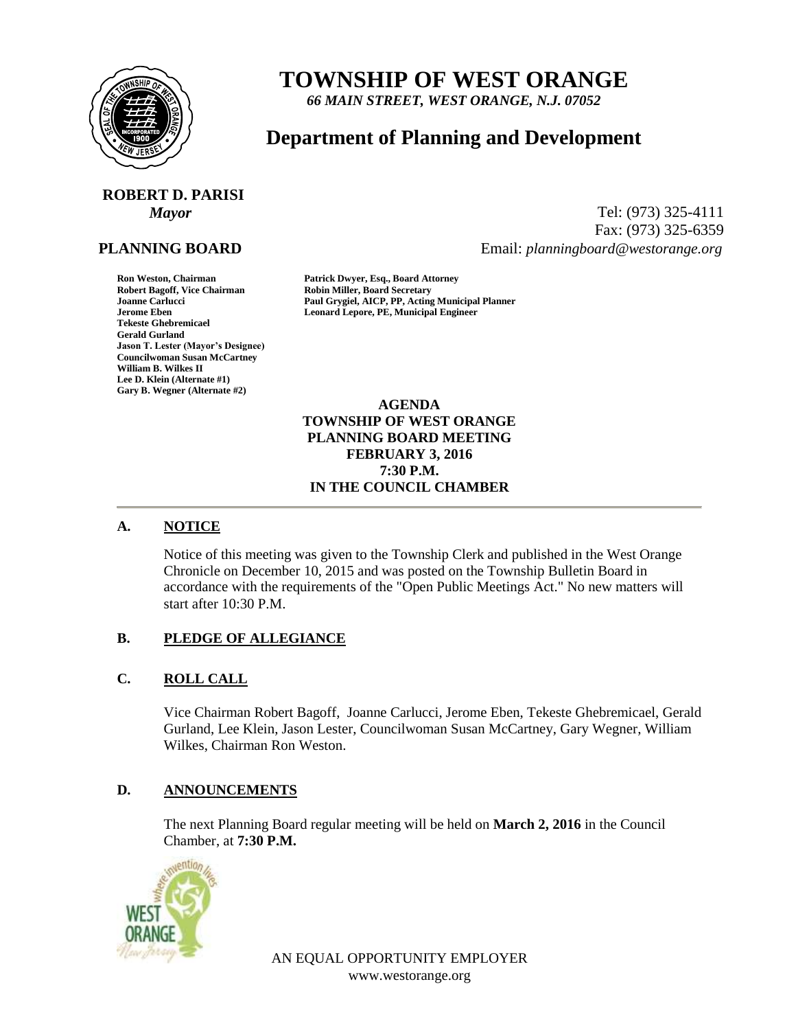# TOWNSHIP OF WEST ORANGE

*66 MAIN STREET, WEST ORANGE, N.J. 07052*

## Department of Planning and Development

**ROBERT D. PARISI**
***Mayor***

Tel: (973) 325-4111
Fax: (973) 325-6359
Email: *planningboard@westorange.org*

**PLANNING BOARD**

**Ron Weston, Chairman**
**Robert Bagoff, Vice Chairman**
**Joanne Carlucci**
**Jerome Eben**
**Tekeste Ghebremicael**
**Gerald Gurland**
**Jason T. Lester (Mayor's Designee)**
**Councilwoman Susan McCartney**
**William B. Wilkes II**
**Lee D. Klein (Alternate #1)**
**Gary B. Wegner (Alternate #2)**

**Patrick Dwyer, Esq., Board Attorney**
**Robin Miller, Board Secretary**
**Paul Grygiel, AICP, PP, Acting Municipal Planner**
**Leonard Lepore, PE, Municipal Engineer**

**AGENDA**
**TOWNSHIP OF WEST ORANGE**
**PLANNING BOARD MEETING**
**FEBRUARY 3, 2016**
**7:30 P.M.**
**IN THE COUNCIL CHAMBER**

---

### A. NOTICE

Notice of this meeting was given to the Township Clerk and published in the West Orange Chronicle on December 10, 2015 and was posted on the Township Bulletin Board in accordance with the requirements of the "Open Public Meetings Act." No new matters will start after 10:30 P.M.

### B. PLEDGE OF ALLEGIANCE

### C. ROLL CALL

Vice Chairman Robert Bagoff, Joanne Carlucci, Jerome Eben, Tekeste Ghebremicael, Gerald Gurland, Lee Klein, Jason Lester, Councilwoman Susan McCartney, Gary Wegner, William Wilkes, Chairman Ron Weston.

### D. ANNOUNCEMENTS

The next Planning Board regular meeting will be held on **March 2, 2016** in the Council Chamber, at **7:30 P.M.**

AN EQUAL OPPORTUNITY EMPLOYER
www.westorange.org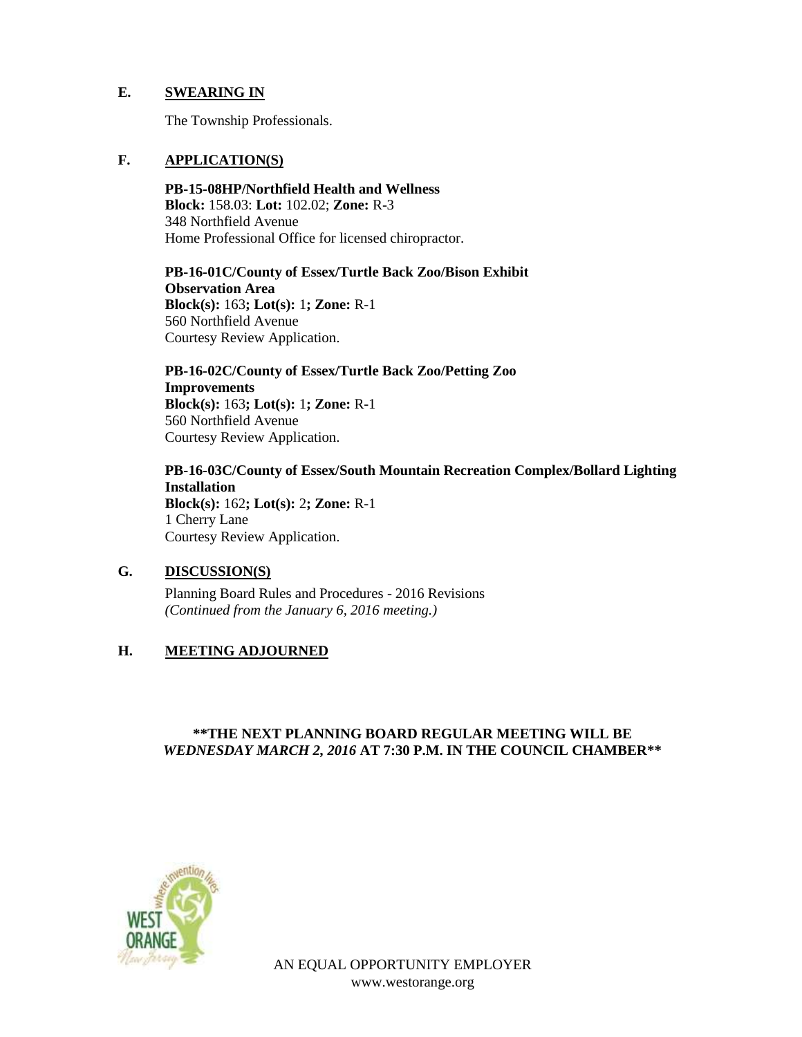## E. SWEARING IN

The Township Professionals.

## F. APPLICATION(S)

**PB-15-08HP/Northfield Health and Wellness**
**Block:** 158.03: **Lot:** 102.02; **Zone:** R-3
348 Northfield Avenue
Home Professional Office for licensed chiropractor.

**PB-16-01C/County of Essex/Turtle Back Zoo/Bison Exhibit Observation Area**
**Block(s):** 163**; Lot(s):** 1**; Zone:** R-1
560 Northfield Avenue
Courtesy Review Application.

**PB-16-02C/County of Essex/Turtle Back Zoo/Petting Zoo Improvements**
**Block(s):** 163**; Lot(s):** 1**; Zone:** R-1
560 Northfield Avenue
Courtesy Review Application.

**PB-16-03C/County of Essex/South Mountain Recreation Complex/Bollard Lighting Installation**
**Block(s):** 162**; Lot(s):** 2**; Zone:** R-1
1 Cherry Lane
Courtesy Review Application.

## G. DISCUSSION(S)

Planning Board Rules and Procedures - 2016 Revisions
*(Continued from the January 6, 2016 meeting.)*

## H. MEETING ADJOURNED

**\*\*THE NEXT PLANNING BOARD REGULAR MEETING WILL BE *WEDNESDAY MARCH 2, 2016* AT 7:30 P.M. IN THE COUNCIL CHAMBER\*\***

AN EQUAL OPPORTUNITY EMPLOYER
www.westorange.org